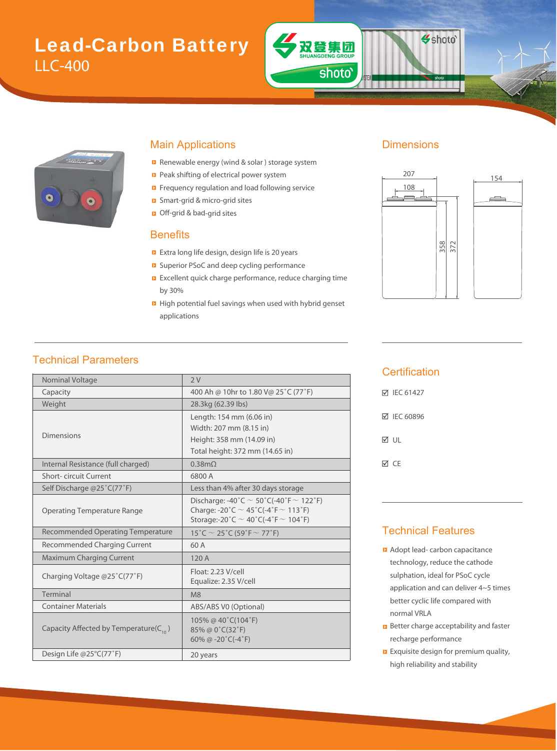# Lead-Carbon Battery

## LLC-400

## Main Applications

- Renewable energy (wind & solar ) storage system
- Peak shifting of electrical power system
- Frequency regulation and load following service
- Smart-grid & micro-grid sites
- Off-grid & bad-grid sites

## Benefits

- Extra long life design, design life is 20 years
- Superior PSoC and deep cycling performance
- Excellent quick charge performance, reduce charging time by 30%
- High potential fuel savings when used with hybrid genset applications

## Dimensions

207, 108, 154, 358, 372

## Technical Parameters

| Parameter | Value |
|---|---|
| Nominal Voltage | 2 V |
| Capacity | 400 Ah @ 10hr to 1.80 V@ 25˚C (77˚F) |
| Weight | 28.3kg (62.39 lbs) |
| Dimensions | Length: 154 mm (6.06 in)<br>Width: 207 mm (8.15 in)<br>Height: 358 mm (14.09 in)<br>Total height: 372 mm (14.65 in) |
| Internal Resistance (full charged) | 0.38mΩ |
| Short- circuit Current | 6800 A |
| Self Discharge @25˚C(77˚F) | Less than 4% after 30 days storage |
| Operating Temperature Range | Discharge: -40˚C ~ 50˚C(-40˚F ~ 122˚F)<br>Charge: -20˚C ~ 45˚C(-4˚F ~ 113˚F)<br>Storage:-20˚C ~ 40˚C(-4˚F ~ 104˚F) |
| Recommended Operating Temperature | 15˚C ~ 25˚C (59˚F ~ 77˚F) |
| Recommended Charging Current | 60 A |
| Maximum Charging Current | 120 A |
| Charging Voltage @25˚C(77˚F) | Float: 2.23 V/cell<br>Equalize: 2.35 V/cell |
| Terminal | M8 |
| Container Materials | ABS/ABS V0 (Optional) |
| Capacity Affected by Temperature($C_{10}$ ) | 105% @ 40˚C(104˚F)<br>85% @ 0˚C(32˚F)<br>60% @ -20˚C(-4˚F) |
| Design Life @25°C(77˚F) | 20 years |

## Certification

- ☑ IEC 61427
- ☑ IEC 60896
- ☑ UL
- ☑ CE

## Technical Features

- Adopt lead- carbon capacitance technology, reduce the cathode sulphation, ideal for PSoC cycle application and can deliver 4~5 times better cyclic life compared with normal VRLA
- Better charge acceptability and faster recharge performance
- Exquisite design for premium quality, high reliability and stability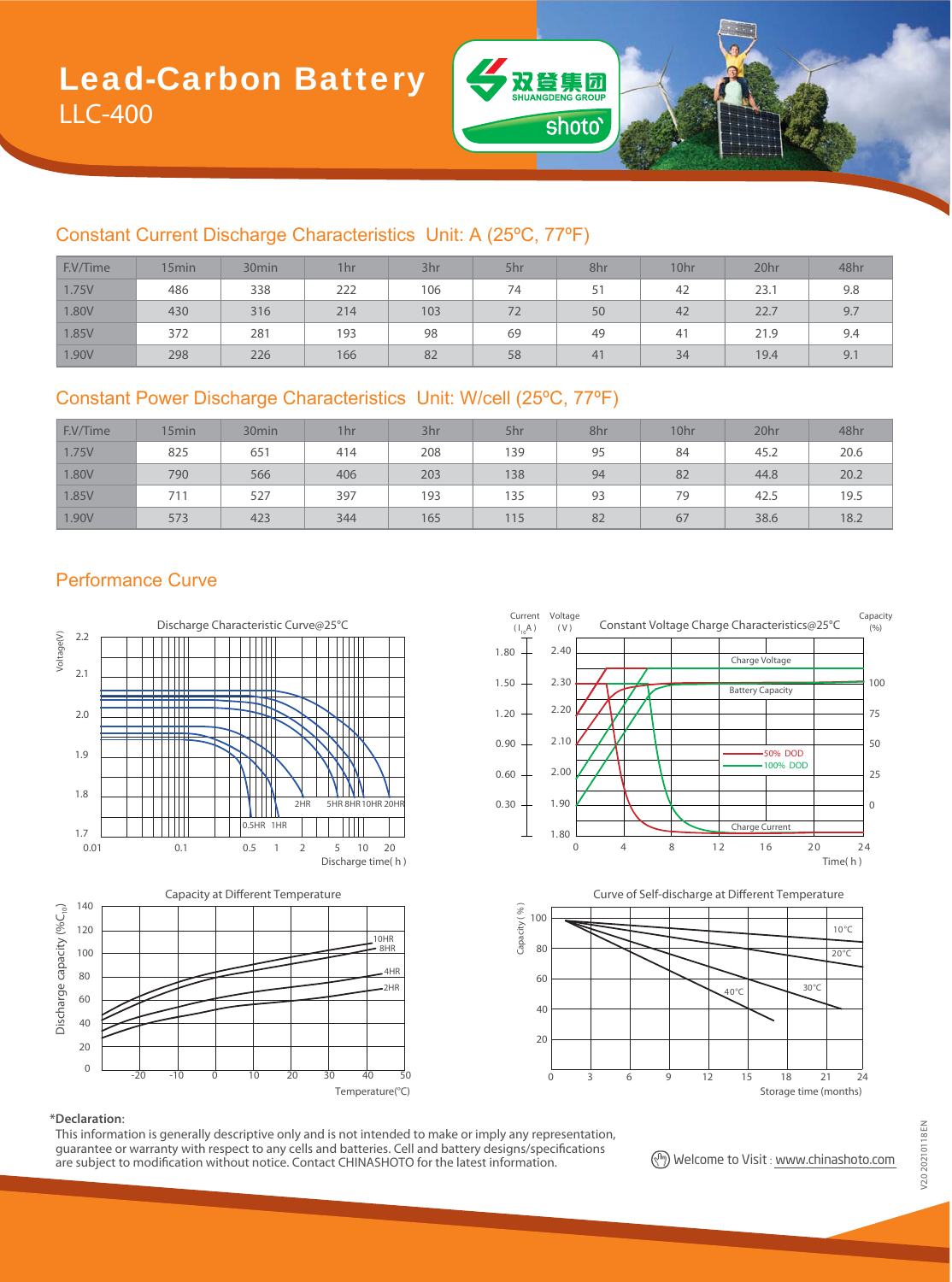# Lead-Carbon Battery

LLC-400

双登集团
SHUANGDENG GROUP
shoto

## Constant Current Discharge Characteristics Unit: A (25ºC, 77ºF)

| F.V/Time | 15min | 30min | 1hr | 3hr | 5hr | 8hr | 10hr | 20hr | 48hr |
|---|---|---|---|---|---|---|---|---|---|
| 1.75V | 486 | 338 | 222 | 106 | 74 | 51 | 42 | 23.1 | 9.8 |
| 1.80V | 430 | 316 | 214 | 103 | 72 | 50 | 42 | 22.7 | 9.7 |
| 1.85V | 372 | 281 | 193 | 98 | 69 | 49 | 41 | 21.9 | 9.4 |
| 1.90V | 298 | 226 | 166 | 82 | 58 | 41 | 34 | 19.4 | 9.1 |

## Constant Power Discharge Characteristics Unit: W/cell (25ºC, 77ºF)

| F.V/Time | 15min | 30min | 1hr | 3hr | 5hr | 8hr | 10hr | 20hr | 48hr |
|---|---|---|---|---|---|---|---|---|---|
| 1.75V | 825 | 651 | 414 | 208 | 139 | 95 | 84 | 45.2 | 20.6 |
| 1.80V | 790 | 566 | 406 | 203 | 138 | 94 | 82 | 44.8 | 20.2 |
| 1.85V | 711 | 527 | 397 | 193 | 135 | 93 | 79 | 42.5 | 19.5 |
| 1.90V | 573 | 423 | 344 | 165 | 115 | 82 | 67 | 38.6 | 18.2 |

## Performance Curve

Discharge Characteristic Curve@25°C

Voltage(V)
2.2
2.1
2.0
1.9
1.8
1.7
0.01 0.1 0.5 1 2 5 10 20
Discharge time( h )
0.5HR 1HR 2HR 5HR 8HR 10HR 20HR

Constant Voltage Charge Characteristics@25°C

Current ($I_{10}A$) Voltage (V) Capacity (%)
1.80 2.40
1.50 2.30 100
1.20 2.20 75
0.90 2.10 50
0.60 2.00 25
0.30 1.90 0
1.80
0 4 8 12 16 20 24
Time( h )
Charge Voltage
Battery Capacity
50% DOD
100% DOD
Charge Current

Capacity at Different Temperature

Discharge capacity (%$C_{10}$)
140
120
100
80
60
40
20
0
-20 -10 0 10 20 30 40 50
Temperature(°C)
10HR
8HR
4HR
2HR

Curve of Self-discharge at Different Temperature

Capacity ( % )
100
80
60
40
20
0 3 6 9 12 15 18 21 24
Storage time (months)
10°C
20°C
30°C
40°C

**\*Declaration**:

This information is generally descriptive only and is not intended to make or imply any representation, guarantee or warranty with respect to any cells and batteries. Cell and battery designs/specifications are subject to modification without notice. Contact CHINASHOTO for the latest information.

Welcome to Visit : www.chinashoto.com

V2.0 20210118EN